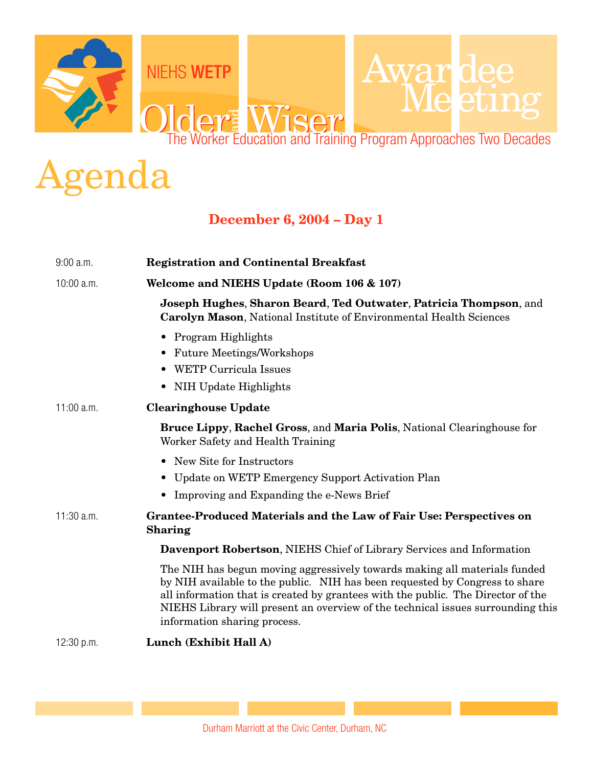NIEHS **WETP**

# Older and Wiser

# Awardee Meeting

The Worker Education and Training Program Approaches Two Decades

# Agenda

## December 6, 2004 – Day 1

9:00 a.m. **Registration and Continental Breakfast**

10:00 a.m. **Welcome and NIEHS Update (Room 106 & 107)**

**Joseph Hughes**, **Sharon Beard**, **Ted Outwater**, **Patricia Thompson**, and **Carolyn Mason**, National Institute of Environmental Health Sciences

- Program Highlights
- Future Meetings/Workshops
- WETP Curricula Issues
- NIH Update Highlights

11:00 a.m. **Clearinghouse Update**

**Bruce Lippy**, **Rachel Gross**, and **Maria Polis**, National Clearinghouse for Worker Safety and Health Training

- New Site for Instructors
- Update on WETP Emergency Support Activation Plan
- Improving and Expanding the e-News Brief

11:30 a.m. **Grantee-Produced Materials and the Law of Fair Use: Perspectives on Sharing**

**Davenport Robertson**, NIEHS Chief of Library Services and Information

The NIH has begun moving aggressively towards making all materials funded by NIH available to the public. NIH has been requested by Congress to share all information that is created by grantees with the public. The Director of the NIEHS Library will present an overview of the technical issues surrounding this information sharing process.

12:30 p.m. **Lunch (Exhibit Hall A)**

Durham Marriott at the Civic Center, Durham, NC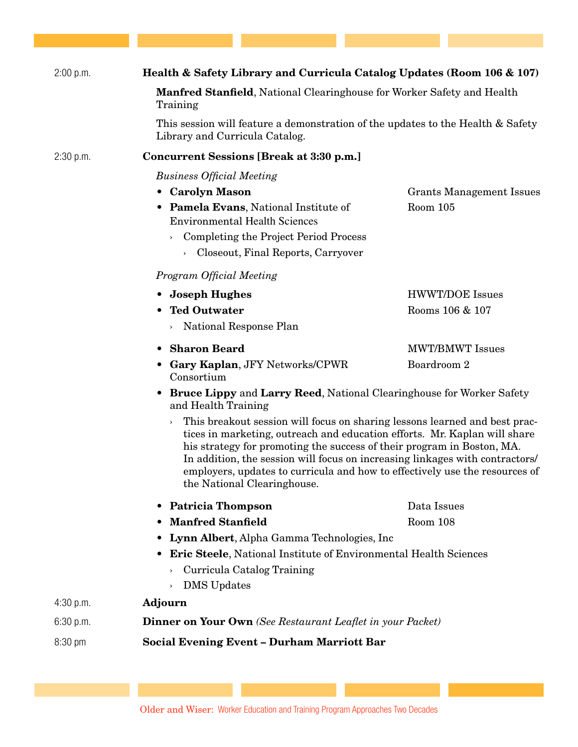2:00 p.m. **Health & Safety Library and Curricula Catalog Updates (Room 106 & 107)**

**Manfred Stanfield**, National Clearinghouse for Worker Safety and Health Training

This session will feature a demonstration of the updates to the Health & Safety Library and Curricula Catalog.

2:30 p.m. **Concurrent Sessions [Break at 3:30 p.m.]**

*Business Official Meeting*

Grants Management Issues — Room 105

- **Carolyn Mason**
- **Pamela Evans**, National Institute of Environmental Health Sciences
  - Completing the Project Period Process
    - Closeout, Final Reports, Carryover

*Program Official Meeting*

HWWT/DOE Issues — Rooms 106 & 107

- **Joseph Hughes**
- **Ted Outwater**
  - National Response Plan

MWT/BMWT Issues — Boardroom 2

- **Sharon Beard**
- **Gary Kaplan**, JFY Networks/CPWR Consortium
- **Bruce Lippy** and **Larry Reed**, National Clearinghouse for Worker Safety and Health Training
  - This breakout session will focus on sharing lessons learned and best practices in marketing, outreach and education efforts. Mr. Kaplan will share his strategy for promoting the success of their program in Boston, MA. In addition, the session will focus on increasing linkages with contractors/employers, updates to curricula and how to effectively use the resources of the National Clearinghouse.

Data Issues — Room 108

- **Patricia Thompson**
- **Manfred Stanfield**
- **Lynn Albert**, Alpha Gamma Technologies, Inc
- **Eric Steele**, National Institute of Environmental Health Sciences
  - Curricula Catalog Training
  - DMS Updates

4:30 p.m. **Adjourn**

6:30 p.m. **Dinner on Your Own** *(See Restaurant Leaflet in your Packet)*

8:30 pm **Social Evening Event – Durham Marriott Bar**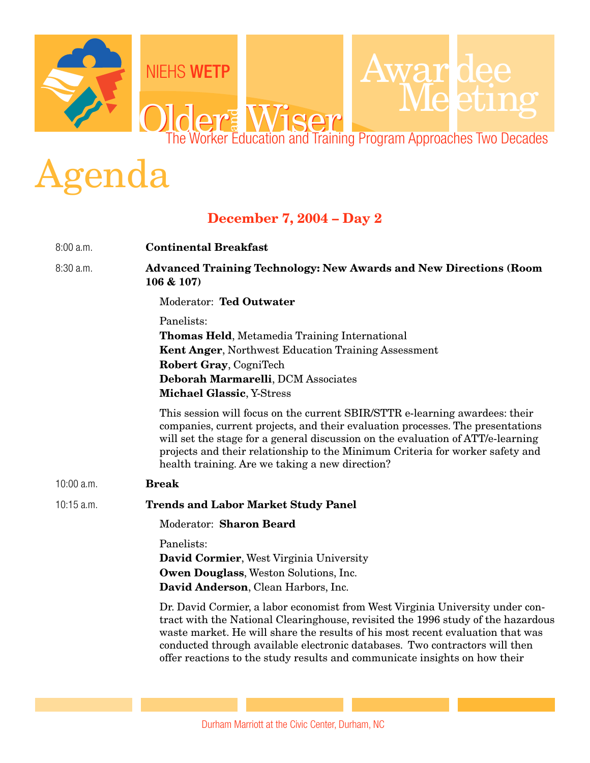# Agenda

## December 7, 2004 – Day 2

| | |
|---|---|
| 8:00 a.m. | **Continental Breakfast** |
| 8:30 a.m. | **Advanced Training Technology: New Awards and New Directions (Room 106 & 107)** |
| 10:00 a.m. | **Break** |
| 10:15 a.m. | **Trends and Labor Market Study Panel** |

### 8:30 a.m. — Advanced Training Technology: New Awards and New Directions (Room 106 & 107)

Moderator: **Ted Outwater**

Panelists:
**Thomas Held**, Metamedia Training International
**Kent Anger**, Northwest Education Training Assessment
**Robert Gray**, CogniTech
**Deborah Marmarelli**, DCM Associates
**Michael Glassic**, Y-Stress

This session will focus on the current SBIR/STTR e-learning awardees: their companies, current projects, and their evaluation processes. The presentations will set the stage for a general discussion on the evaluation of ATT/e-learning projects and their relationship to the Minimum Criteria for worker safety and health training. Are we taking a new direction?

### 10:00 a.m. — Break

### 10:15 a.m. — Trends and Labor Market Study Panel

Moderator: **Sharon Beard**

Panelists:
**David Cormier**, West Virginia University
**Owen Douglass**, Weston Solutions, Inc.
**David Anderson**, Clean Harbors, Inc.

Dr. David Cormier, a labor economist from West Virginia University under contract with the National Clearinghouse, revisited the 1996 study of the hazardous waste market. He will share the results of his most recent evaluation that was conducted through available electronic databases. Two contractors will then offer reactions to the study results and communicate insights on how their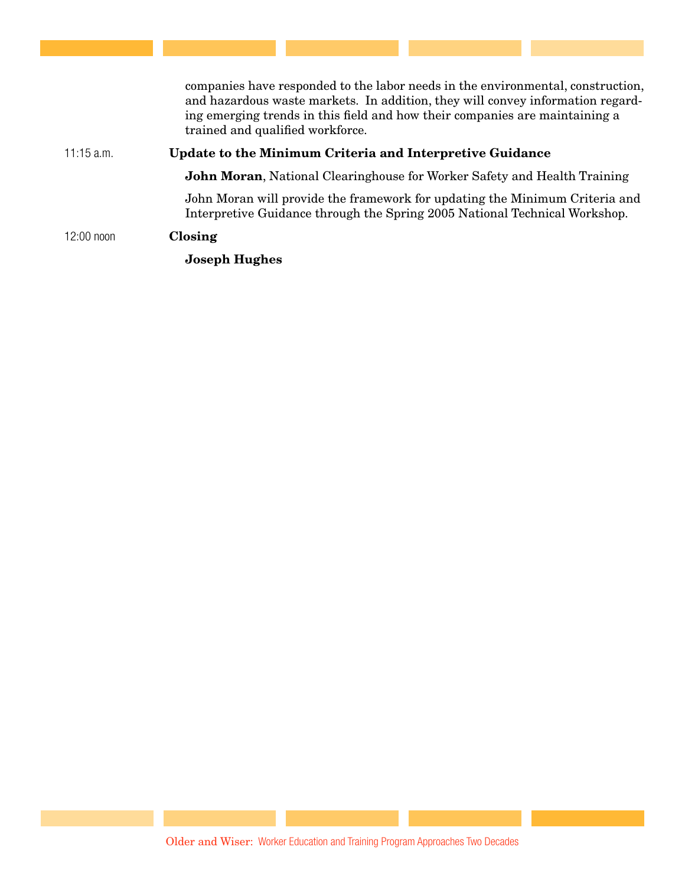companies have responded to the labor needs in the environmental, construction, and hazardous waste markets. In addition, they will convey information regarding emerging trends in this field and how their companies are maintaining a trained and qualified workforce.

11:15 a.m. **Update to the Minimum Criteria and Interpretive Guidance**

**John Moran**, National Clearinghouse for Worker Safety and Health Training

John Moran will provide the framework for updating the Minimum Criteria and Interpretive Guidance through the Spring 2005 National Technical Workshop.

12:00 noon **Closing**

**Joseph Hughes**